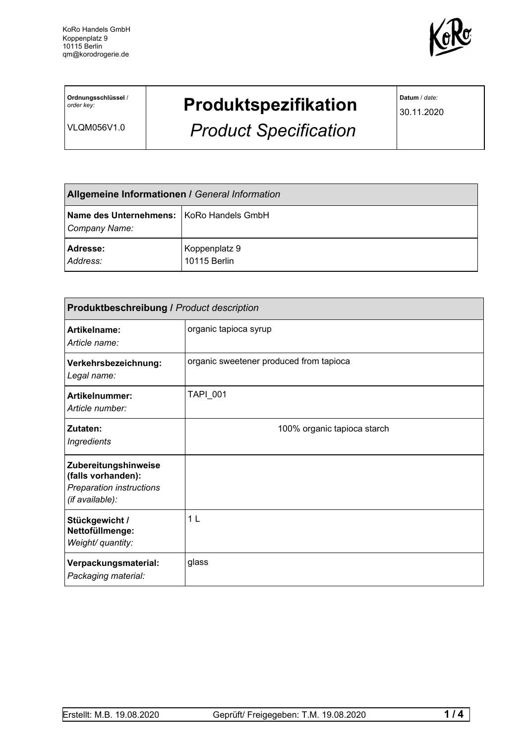KoRo Handels GmbH
Koppenplatz 9
10115 Berlin
qm@korodrogerie.de

| **Ordnungsschlüssel** / *order key:* VLQM056V1.0 | # **Produktspezifikation** *Product Specification* | **Datum** / *date:* 30.11.2020 |
|---|---|---|

| **Allgemeine Informationen /** *General Information* | |
|---|---|
| **Name des Unternehmens:** *Company Name:* | KoRo Handels GmbH |
| **Adresse:** *Address:* | Koppenplatz 9 10115 Berlin |

| **Produktbeschreibung /** *Product description* | |
|---|---|
| **Artikelname:** *Article name:* | organic tapioca syrup |
| **Verkehrsbezeichnung:** *Legal name:* | organic sweetener produced from tapioca |
| **Artikelnummer:** *Article number:* | TAPI_001 |
| **Zutaten:** *Ingredients* | 100% organic tapioca starch |
| **Zubereitungshinweise (falls vorhanden):** *Preparation instructions (if available):* | |
| **Stückgewicht / Nettofüllmenge:** *Weight/ quantity:* | 1 L |
| **Verpackungsmaterial:** *Packaging material:* | glass |

Erstellt: M.B. 19.08.2020 Geprüft/ Freigegeben: T.M. 19.08.2020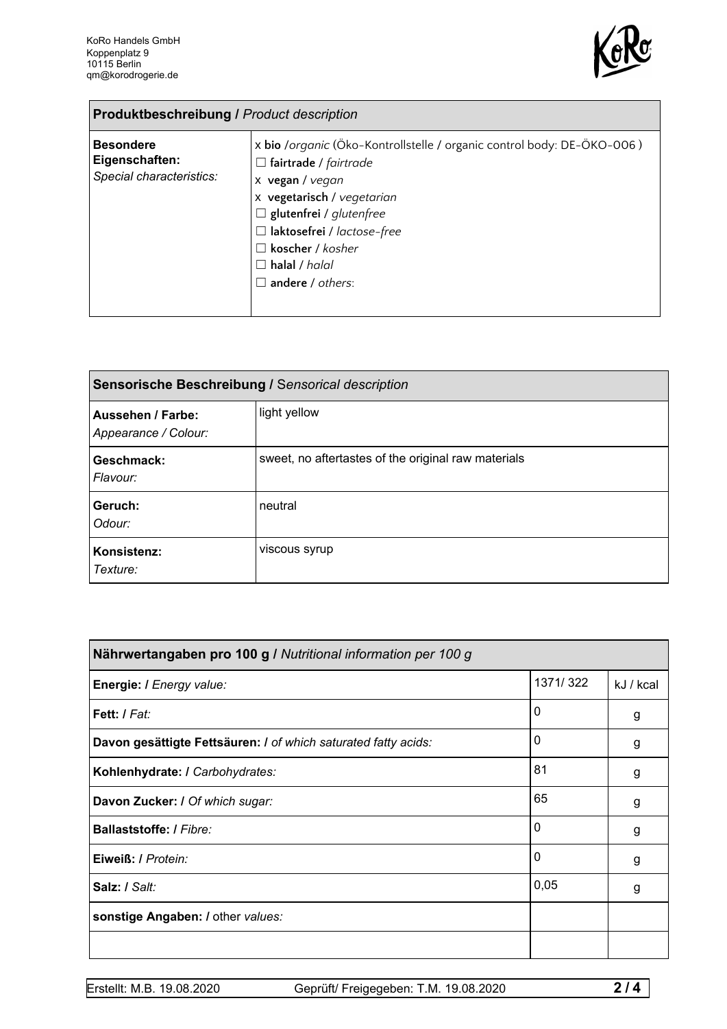KoRo Handels GmbH
Koppenplatz 9
10115 Berlin
qm@korodrogerie.de

| **Produktbeschreibung /** *Product description* | |
|---|---|
| **Besondere Eigenschaften:** *Special characteristics:* | x **bio** /*organic* (Öko-Kontrollstelle / organic control body: DE-ÖKO-006 )<br>☐ **fairtrade** / *fairtrade*<br>x **vegan** / *vegan*<br>x **vegetarisch** / *vegetarian*<br>☐ **glutenfrei** / *glutenfree*<br>☐ **laktosefrei** / *lactose-free*<br>☐ **koscher** / *kosher*<br>☐ **halal** / *halal*<br>☐ **andere** / *others*: |

| **Sensorische Beschreibung /** *Sensorical description* | |
|---|---|
| **Aussehen / Farbe:** *Appearance / Colour:* | light yellow |
| **Geschmack:** *Flavour:* | sweet, no aftertastes of the original raw materials |
| **Geruch:** *Odour:* | neutral |
| **Konsistenz:** *Texture:* | viscous syrup |

| **Nährwertangaben pro 100 g /** *Nutritional information per 100 g* | | |
|---|---|---|
| **Energie: /** *Energy value:* | 1371/ 322 | kJ / kcal |
| **Fett: /** *Fat:* | 0 | g |
| **Davon gesättigte Fettsäuren: /** *of which saturated fatty acids:* | 0 | g |
| **Kohlenhydrate: /** *Carbohydrates:* | 81 | g |
| **Davon Zucker: /** *Of which sugar:* | 65 | g |
| **Ballaststoffe: /** *Fibre:* | 0 | g |
| **Eiweiß: /** *Protein:* | 0 | g |
| **Salz: /** *Salt:* | 0,05 | g |
| **sonstige Angaben: /** other *values:* | | |
| | | |

Erstellt: M.B. 19.08.2020 Geprüft/ Freigegeben: T.M. 19.08.2020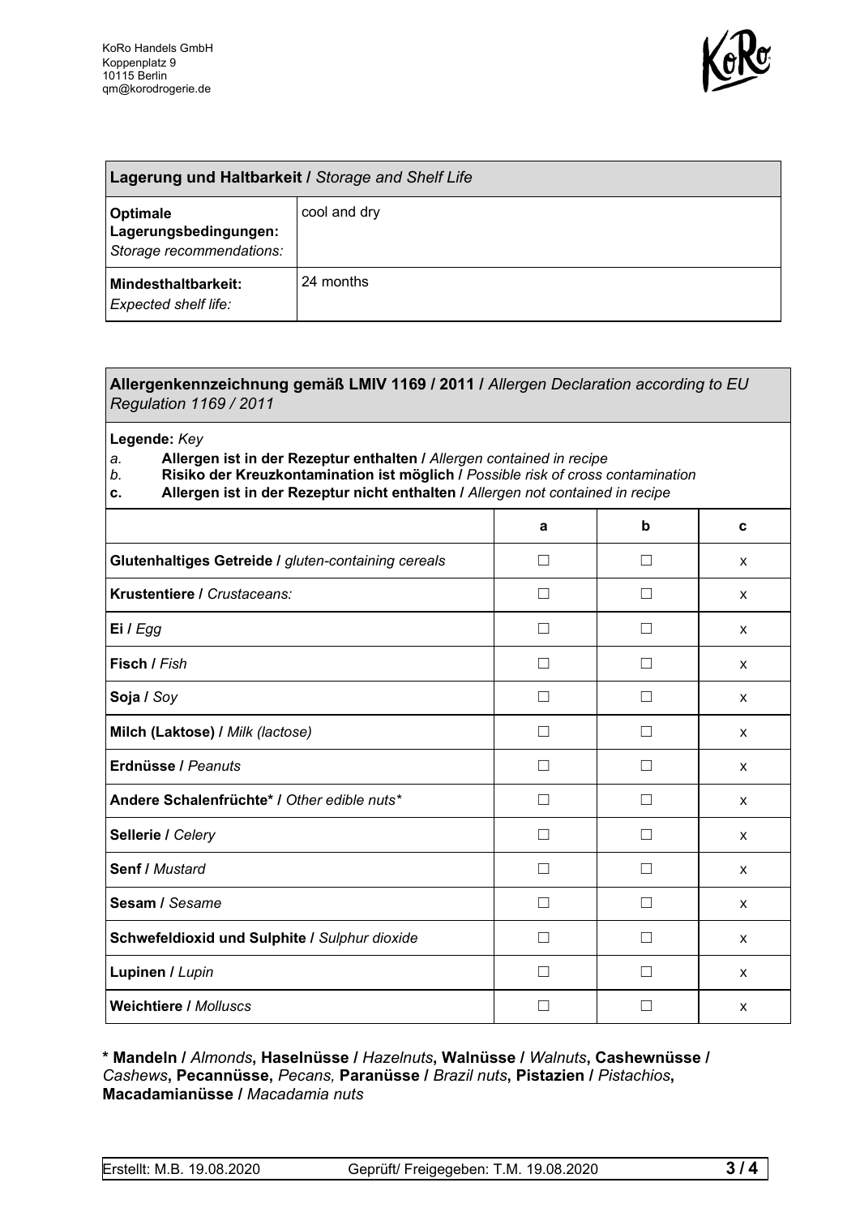KoRo Handels GmbH
Koppenplatz 9
10115 Berlin
qm@korodrogerie.de

| **Lagerung und Haltbarkeit /** *Storage and Shelf Life* | |
|---|---|
| **Optimale Lagerungsbedingungen:** *Storage recommendations:* | cool and dry |
| **Mindesthaltbarkeit:** *Expected shelf life:* | 24 months |

**Allergenkennzeichnung gemäß LMIV 1169 / 2011 /** *Allergen Declaration according to EU Regulation 1169 / 2011*

**Legende:** *Key*

*a.* **Allergen ist in der Rezeptur enthalten /** *Allergen contained in recipe*
*b.* **Risiko der Kreuzkontamination ist möglich /** *Possible risk of cross contamination*
**c.** **Allergen ist in der Rezeptur nicht enthalten /** *Allergen not contained in recipe*

| | a | b | c |
|---|---|---|---|
| **Glutenhaltiges Getreide /** *gluten-containing cereals* | ☐ | ☐ | x |
| **Krustentiere /** *Crustaceans:* | ☐ | ☐ | x |
| **Ei /** *Egg* | ☐ | ☐ | x |
| **Fisch /** *Fish* | ☐ | ☐ | x |
| **Soja /** *Soy* | ☐ | ☐ | x |
| **Milch (Laktose) /** *Milk (lactose)* | ☐ | ☐ | x |
| **Erdnüsse /** *Peanuts* | ☐ | ☐ | x |
| **Andere Schalenfrüchte* /** *Other edible nuts** | ☐ | ☐ | x |
| **Sellerie /** *Celery* | ☐ | ☐ | x |
| **Senf /** *Mustard* | ☐ | ☐ | x |
| **Sesam /** *Sesame* | ☐ | ☐ | x |
| **Schwefeldioxid und Sulphite /** *Sulphur dioxide* | ☐ | ☐ | x |
| **Lupinen /** *Lupin* | ☐ | ☐ | x |
| **Weichtiere /** *Molluscs* | ☐ | ☐ | x |

**\* Mandeln /** *Almonds*, **Haselnüsse /** *Hazelnuts*, **Walnüsse /** *Walnuts*, **Cashewnüsse /** *Cashews*, **Pecannüsse,** *Pecans,* **Paranüsse /** *Brazil nuts*, **Pistazien /** *Pistachios*, **Macadamianüsse /** *Macadamia nuts*

Erstellt: M.B. 19.08.2020 Geprüft/ Freigegeben: T.M. 19.08.2020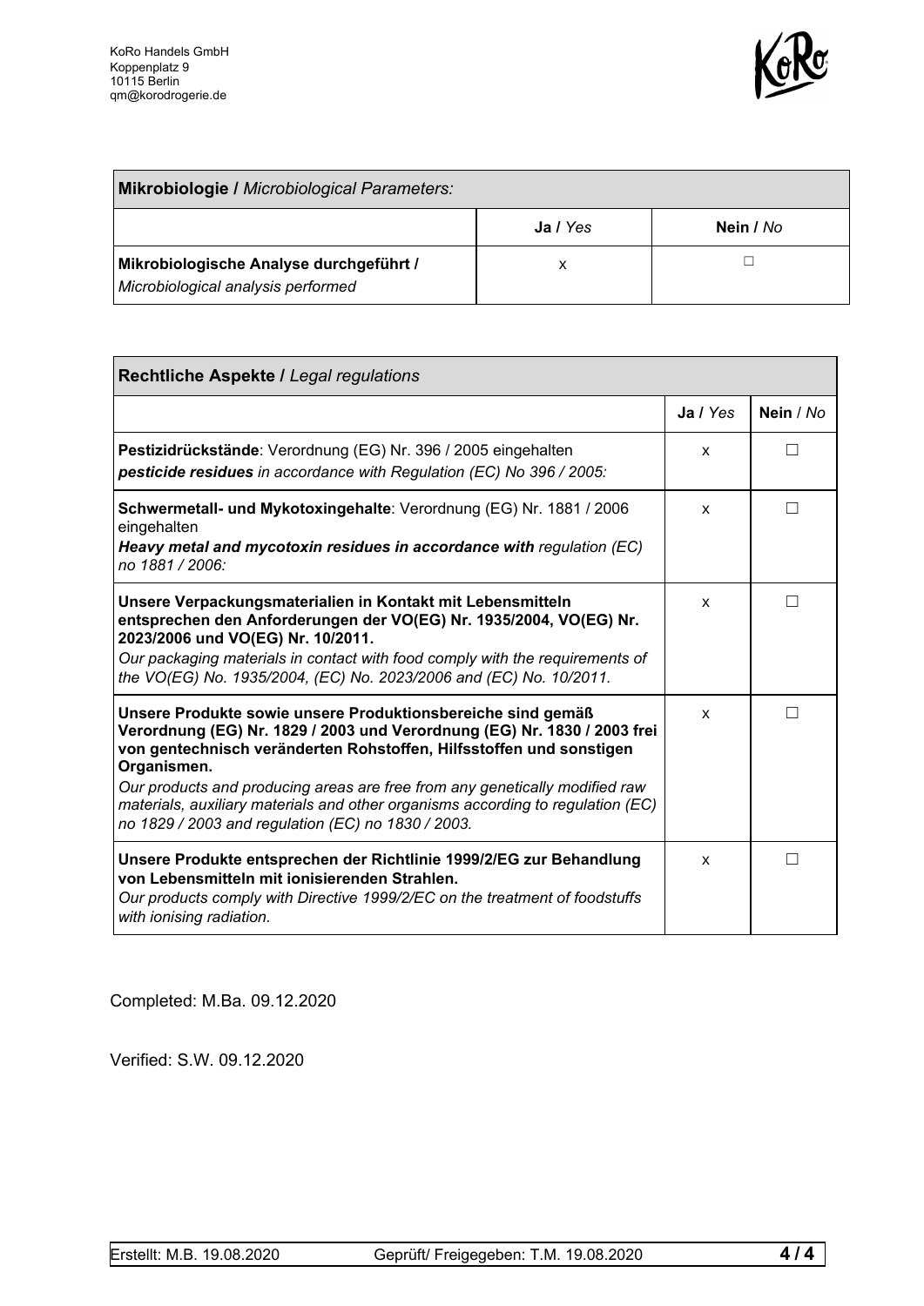KoRo Handels GmbH
Koppenplatz 9
10115 Berlin
qm@korodrogerie.de

| **Mikrobiologie /** *Microbiological Parameters:* | | |
|---|---|---|
| | **Ja /** *Yes* | **Nein /** *No* |
| **Mikrobiologische Analyse durchgeführt /** *Microbiological analysis performed* | x | ☐ |

| **Rechtliche Aspekte /** *Legal regulations* | | |
|---|---|---|
| | **Ja /** *Yes* | **Nein** / *No* |
| **Pestizidrückstände**: Verordnung (EG) Nr. 396 / 2005 eingehalten *pesticide residues in accordance with Regulation (EC) No 396 / 2005:* | x | ☐ |
| **Schwermetall- und Mykotoxingehalte**: Verordnung (EG) Nr. 1881 / 2006 eingehalten ***Heavy metal and mycotoxin residues in accordance with** regulation (EC) no 1881 / 2006:* | x | ☐ |
| **Unsere Verpackungsmaterialien in Kontakt mit Lebensmitteln entsprechen den Anforderungen der VO(EG) Nr. 1935/2004, VO(EG) Nr. 2023/2006 und VO(EG) Nr. 10/2011.** *Our packaging materials in contact with food comply with the requirements of the VO(EG) No. 1935/2004, (EC) No. 2023/2006 and (EC) No. 10/2011.* | x | ☐ |
| **Unsere Produkte sowie unsere Produktionsbereiche sind gemäß Verordnung (EG) Nr. 1829 / 2003 und Verordnung (EG) Nr. 1830 / 2003 frei von gentechnisch veränderten Rohstoffen, Hilfsstoffen und sonstigen Organismen.** *Our products and producing areas are free from any genetically modified raw materials, auxiliary materials and other organisms according to regulation (EC) no 1829 / 2003 and regulation (EC) no 1830 / 2003.* | x | ☐ |
| **Unsere Produkte entsprechen der Richtlinie 1999/2/EG zur Behandlung von Lebensmitteln mit ionisierenden Strahlen.** *Our products comply with Directive 1999/2/EC on the treatment of foodstuffs with ionising radiation.* | x | ☐ |

Completed: M.Ba. 09.12.2020

Verified: S.W. 09.12.2020

Erstellt: M.B. 19.08.2020 Geprüft/ Freigegeben: T.M. 19.08.2020